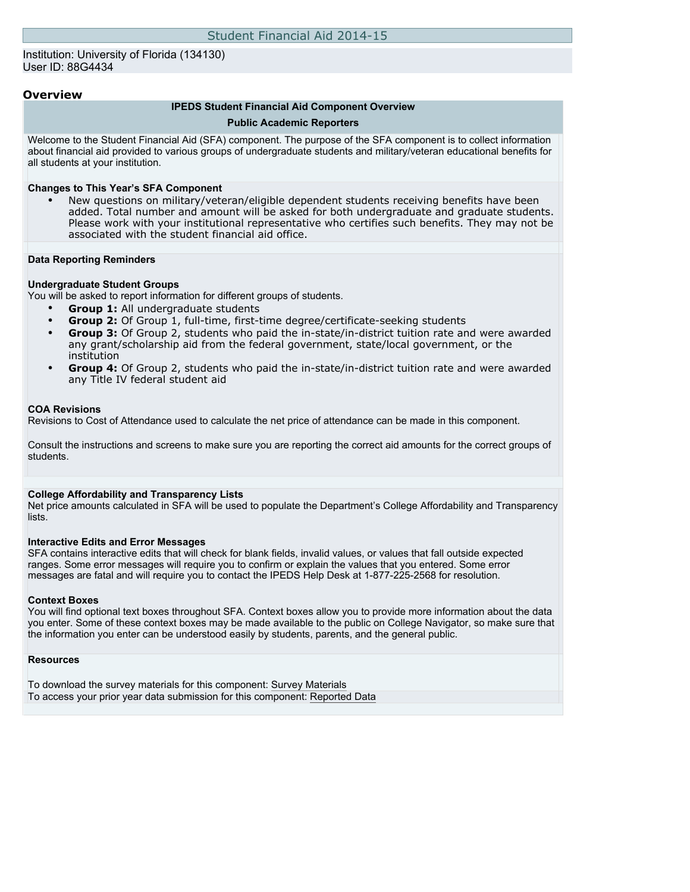# Student Financial Aid 2014-15

Institution: University of Florida (134130)
User ID: 88G4434

## Overview

**IPEDS Student Financial Aid Component Overview**

**Public Academic Reporters**

Welcome to the Student Financial Aid (SFA) component. The purpose of the SFA component is to collect information about financial aid provided to various groups of undergraduate students and military/veteran educational benefits for all students at your institution.

**Changes to This Year's SFA Component**

- New questions on military/veteran/eligible dependent students receiving benefits have been added. Total number and amount will be asked for both undergraduate and graduate students. Please work with your institutional representative who certifies such benefits. They may not be associated with the student financial aid office.

**Data Reporting Reminders**

**Undergraduate Student Groups**
You will be asked to report information for different groups of students.

- **Group 1:** All undergraduate students
- **Group 2:** Of Group 1, full-time, first-time degree/certificate-seeking students
- **Group 3:** Of Group 2, students who paid the in-state/in-district tuition rate and were awarded any grant/scholarship aid from the federal government, state/local government, or the institution
- **Group 4:** Of Group 2, students who paid the in-state/in-district tuition rate and were awarded any Title IV federal student aid

**COA Revisions**
Revisions to Cost of Attendance used to calculate the net price of attendance can be made in this component.

Consult the instructions and screens to make sure you are reporting the correct aid amounts for the correct groups of students.

**College Affordability and Transparency Lists**
Net price amounts calculated in SFA will be used to populate the Department's College Affordability and Transparency lists.

**Interactive Edits and Error Messages**
SFA contains interactive edits that will check for blank fields, invalid values, or values that fall outside expected ranges. Some error messages will require you to confirm or explain the values that you entered. Some error messages are fatal and will require you to contact the IPEDS Help Desk at 1-877-225-2568 for resolution.

**Context Boxes**
You will find optional text boxes throughout SFA. Context boxes allow you to provide more information about the data you enter. Some of these context boxes may be made available to the public on College Navigator, so make sure that the information you enter can be understood easily by students, parents, and the general public.

**Resources**

To download the survey materials for this component: Survey Materials
To access your prior year data submission for this component: Reported Data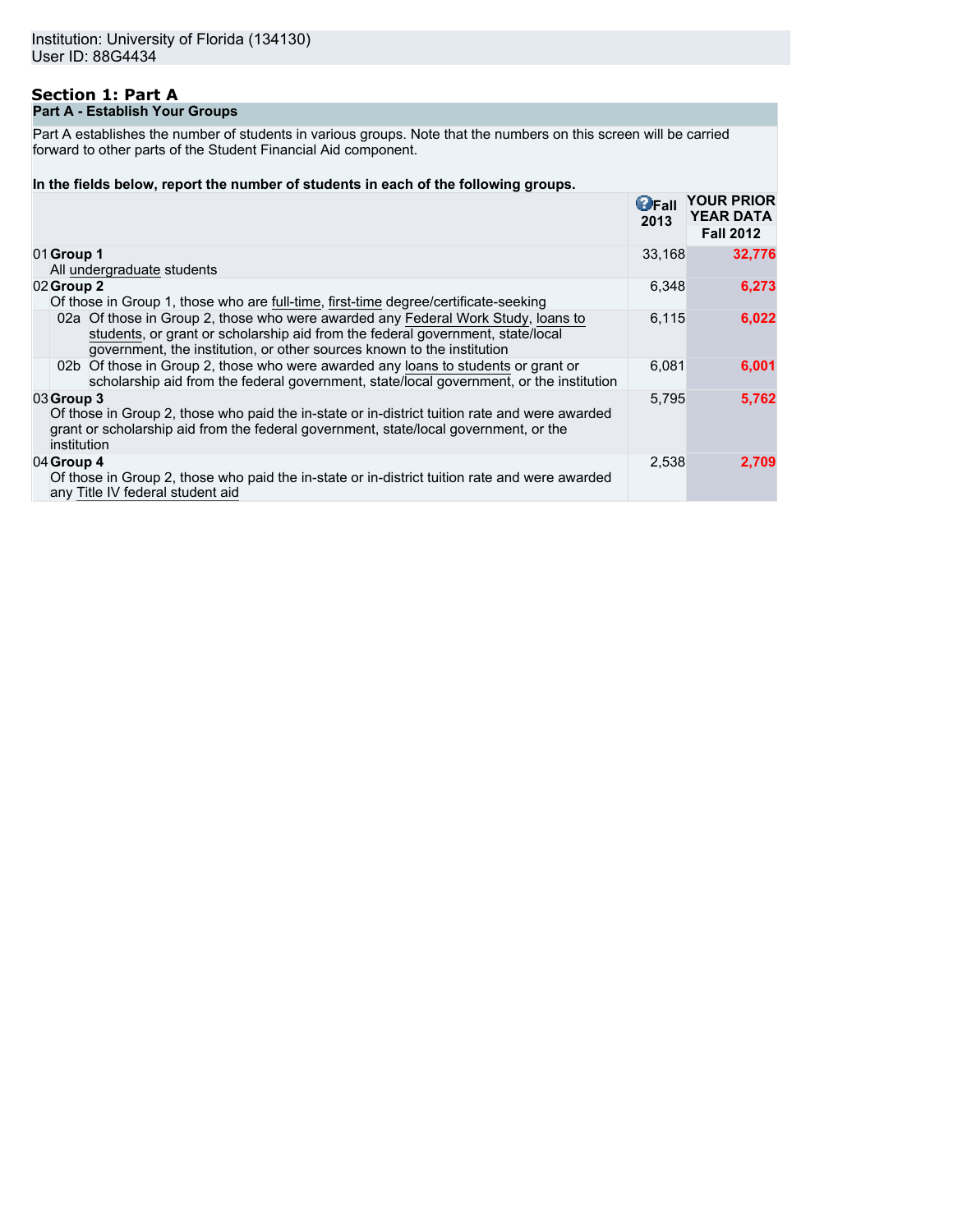Institution: University of Florida (134130)
User ID: 88G4434

## Section 1: Part A

### Part A - Establish Your Groups

Part A establishes the number of students in various groups. Note that the numbers on this screen will be carried forward to other parts of the Student Financial Aid component.

**In the fields below, report the number of students in each of the following groups.**

| | | Fall 2013 | YOUR PRIOR YEAR DATA Fall 2012 |
|---|---|---|---|
| 01 | **Group 1** All undergraduate students | 33,168 | **32,776** |
| 02 | **Group 2** Of those in Group 1, those who are full-time, first-time degree/certificate-seeking | 6,348 | **6,273** |
| 02a | Of those in Group 2, those who were awarded any Federal Work Study, loans to students, or grant or scholarship aid from the federal government, state/local government, the institution, or other sources known to the institution | 6,115 | **6,022** |
| 02b | Of those in Group 2, those who were awarded any loans to students or grant or scholarship aid from the federal government, state/local government, or the institution | 6,081 | **6,001** |
| 03 | **Group 3** Of those in Group 2, those who paid the in-state or in-district tuition rate and were awarded grant or scholarship aid from the federal government, state/local government, or the institution | 5,795 | **5,762** |
| 04 | **Group 4** Of those in Group 2, those who paid the in-state or in-district tuition rate and were awarded any Title IV federal student aid | 2,538 | **2,709** |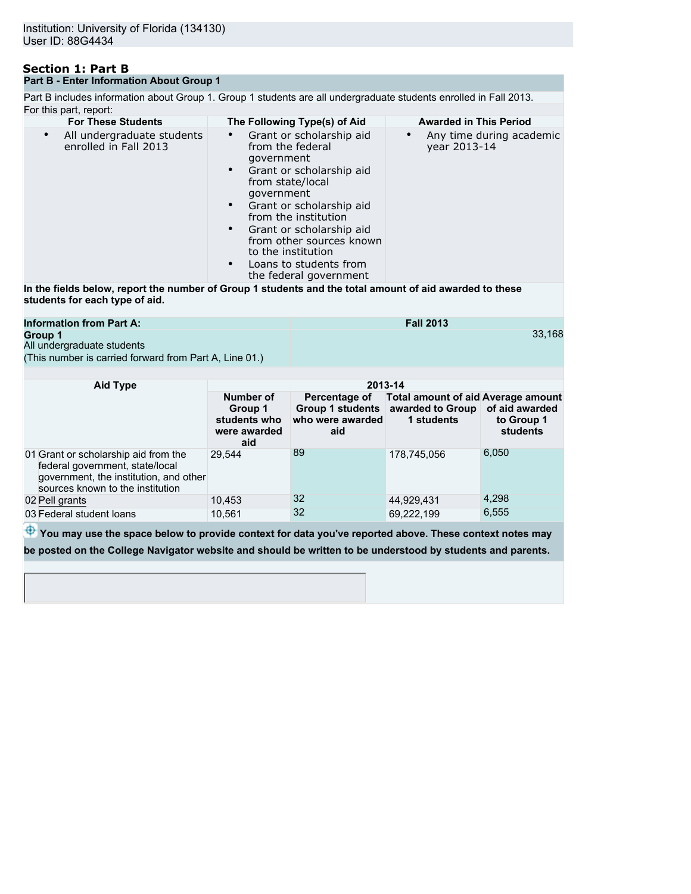Institution: University of Florida (134130)
User ID: 88G4434

## Section 1: Part B

### Part B - Enter Information About Group 1

Part B includes information about Group 1. Group 1 students are all undergraduate students enrolled in Fall 2013.

For this part, report:

| For These Students | The Following Type(s) of Aid | Awarded in This Period |
|---|---|---|
| • All undergraduate students enrolled in Fall 2013 | • Grant or scholarship aid from the federal government<br>• Grant or scholarship aid from state/local government<br>• Grant or scholarship aid from the institution<br>• Grant or scholarship aid from other sources known to the institution<br>• Loans to students from the federal government | • Any time during academic year 2013-14 |

**In the fields below, report the number of Group 1 students and the total amount of aid awarded to these students for each type of aid.**

| Information from Part A: | Fall 2013 |
|---|---|
| **Group 1**<br>All undergraduate students<br>(This number is carried forward from Part A, Line 01.) | 33,168 |

| Aid Type | 2013-14 | | | |
|---|---|---|---|---|
| | Number of Group 1 students who were awarded aid | Percentage of Group 1 students who were awarded aid | Total amount of aid awarded to Group 1 students | Average amount of aid awarded to Group 1 students |
| 01 Grant or scholarship aid from the federal government, state/local government, the institution, and other sources known to the institution | 29,544 | 89 | 178,745,056 | 6,050 |
| 02 Pell grants | 10,453 | 32 | 44,929,431 | 4,298 |
| 03 Federal student loans | 10,561 | 32 | 69,222,199 | 6,555 |

**You may use the space below to provide context for data you've reported above. These context notes may be posted on the College Navigator website and should be written to be understood by students and parents.**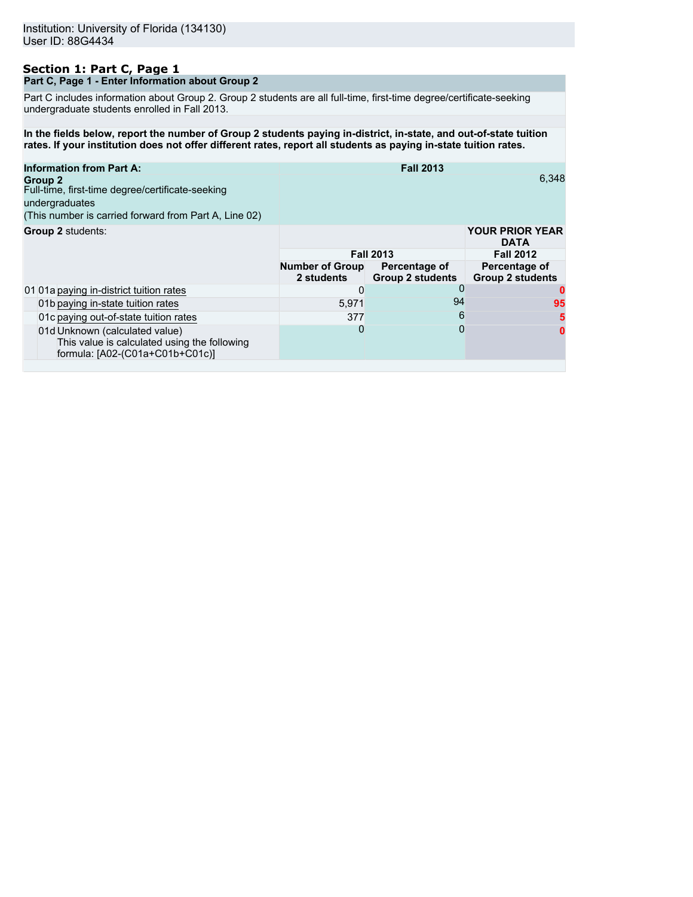Institution: University of Florida (134130)
User ID: 88G4434

## Section 1: Part C, Page 1

### Part C, Page 1 - Enter Information about Group 2

Part C includes information about Group 2. Group 2 students are all full-time, first-time degree/certificate-seeking undergraduate students enrolled in Fall 2013.

**In the fields below, report the number of Group 2 students paying in-district, in-state, and out-of-state tuition rates. If your institution does not offer different rates, report all students as paying in-state tuition rates.**

| **Information from Part A:** | **Fall 2013** |
|---|---|
| **Group 2** Full-time, first-time degree/certificate-seeking undergraduates (This number is carried forward from Part A, Line 02) | 6,348 |

| **Group 2** students: | | | **YOUR PRIOR YEAR DATA** |
|---|---|---|---|
| | **Fall 2013** | | **Fall 2012** |
| | **Number of Group 2 students** | **Percentage of Group 2 students** | **Percentage of Group 2 students** |
| 01 01a paying in-district tuition rates | 0 | 0 | 0 |
| 01b paying in-state tuition rates | 5,971 | 94 | 95 |
| 01c paying out-of-state tuition rates | 377 | 6 | 5 |
| 01d Unknown (calculated value) This value is calculated using the following formula: [A02-(C01a+C01b+C01c)] | 0 | 0 | 0 |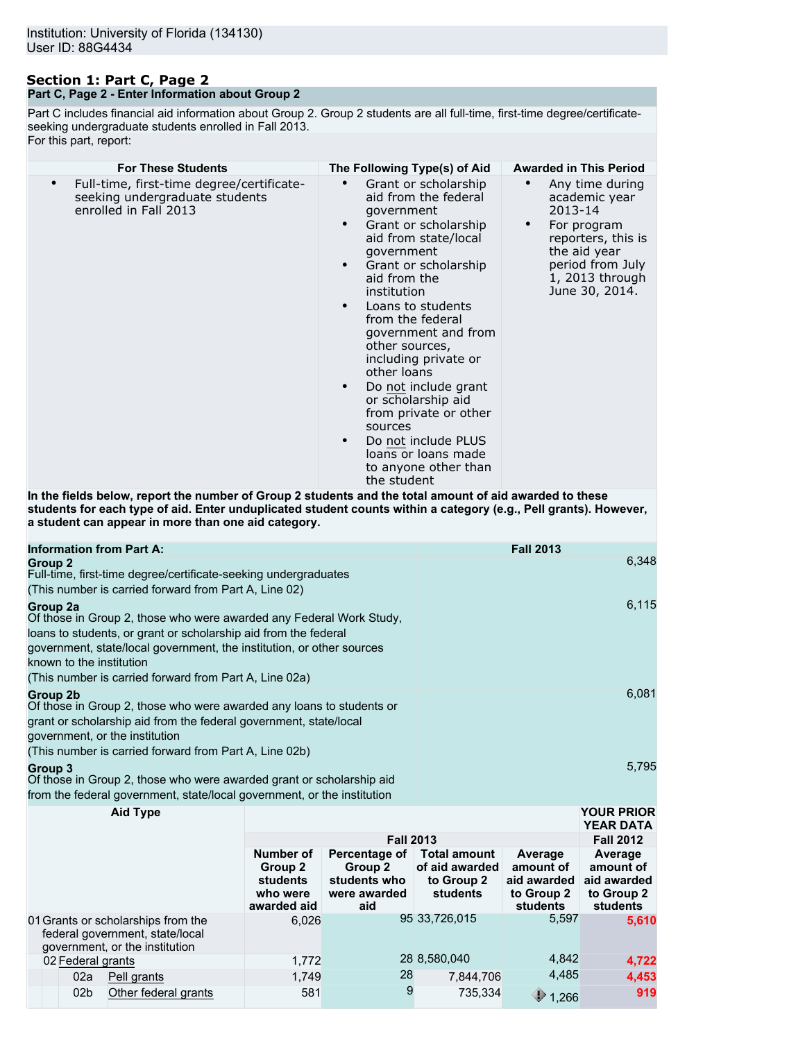Institution: University of Florida (134130)
User ID: 88G4434

# Section 1: Part C, Page 2

## Part C, Page 2 - Enter Information about Group 2

Part C includes financial aid information about Group 2. Group 2 students are all full-time, first-time degree/certificate-seeking undergraduate students enrolled in Fall 2013.

For this part, report:

| For These Students | The Following Type(s) of Aid | Awarded in This Period |
|---|---|---|
| • Full-time, first-time degree/certificate-seeking undergraduate students enrolled in Fall 2013 | • Grant or scholarship aid from the federal government<br>• Grant or scholarship aid from state/local government<br>• Grant or scholarship aid from the institution<br>• Loans to students from the federal government and from other sources, including private or other loans<br>• Do not include grant or scholarship aid from private or other sources<br>• Do not include PLUS loans or loans made to anyone other than the student | • Any time during academic year 2013-14<br>• For program reporters, this is the aid year period from July 1, 2013 through June 30, 2014. |

**In the fields below, report the number of Group 2 students and the total amount of aid awarded to these students for each type of aid. Enter unduplicated student counts within a category (e.g., Pell grants). However, a student can appear in more than one aid category.**

| Information from Part A: | Fall 2013 |
|---|---|
| **Group 2**<br>Full-time, first-time degree/certificate-seeking undergraduates<br>(This number is carried forward from Part A, Line 02) | 6,348 |
| **Group 2a**<br>Of those in Group 2, those who were awarded any Federal Work Study, loans to students, or grant or scholarship aid from the federal government, state/local government, the institution, or other sources known to the institution<br>(This number is carried forward from Part A, Line 02a) | 6,115 |
| **Group 2b**<br>Of those in Group 2, those who were awarded any loans to students or grant or scholarship aid from the federal government, state/local government, or the institution<br>(This number is carried forward from Part A, Line 02b) | 6,081 |
| **Group 3**<br>Of those in Group 2, those who were awarded grant or scholarship aid from the federal government, state/local government, or the institution | 5,795 |

| Aid Type | Fall 2013 | | | | YOUR PRIOR YEAR DATA Fall 2012 |
|---|---|---|---|---|---|
| | Number of Group 2 students who were awarded aid | Percentage of Group 2 students who were awarded aid | Total amount of aid awarded to Group 2 students | Average amount of aid awarded to Group 2 students | Average amount of aid awarded to Group 2 students |
| 01 Grants or scholarships from the federal government, state/local government, or the institution | 6,026 | 95 | 33,726,015 | 5,597 | 5,610 |
| 02 Federal grants | 1,772 | 28 | 8,580,040 | 4,842 | 4,722 |
| 02a Pell grants | 1,749 | 28 | 7,844,706 | 4,485 | 4,453 |
| 02b Other federal grants | 581 | 9 | 735,334 | 1,266 | 919 |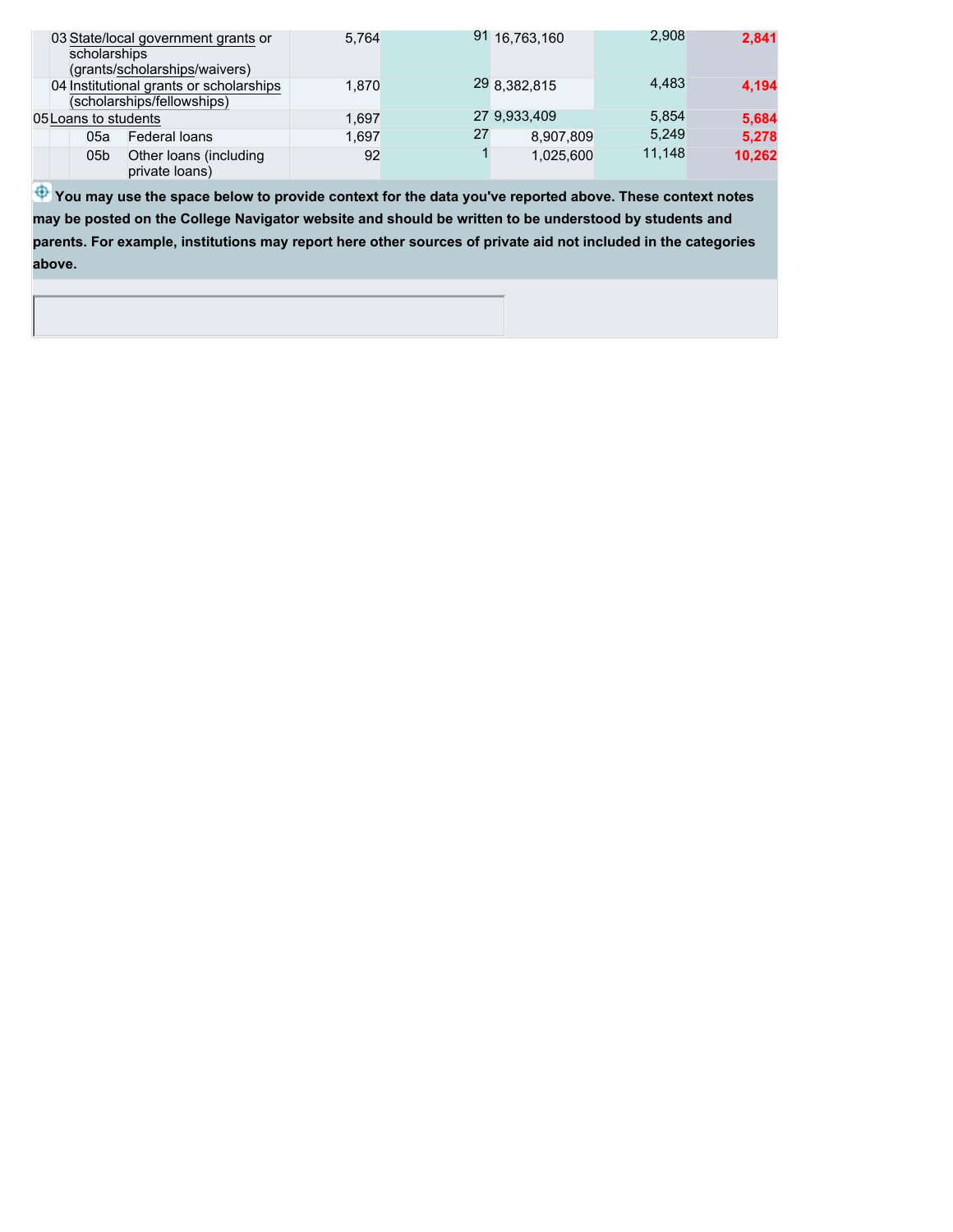| | | | | | | |
|---|---|---|---|---|---|---|
| 03 | State/local government grants or scholarships (grants/scholarships/waivers) | 5,764 | 91 | 16,763,160 | 2,908 | **2,841** |
| 04 | Institutional grants or scholarships (scholarships/fellowships) | 1,870 | 29 | 8,382,815 | 4,483 | **4,194** |
| 05 | Loans to students | 1,697 | 27 | 9,933,409 | 5,854 | **5,684** |
| 05a | Federal loans | 1,697 | 27 | 8,907,809 | 5,249 | **5,278** |
| 05b | Other loans (including private loans) | 92 | 1 | 1,025,600 | 11,148 | **10,262** |

**You may use the space below to provide context for the data you've reported above. These context notes may be posted on the College Navigator website and should be written to be understood by students and parents. For example, institutions may report here other sources of private aid not included in the categories above.**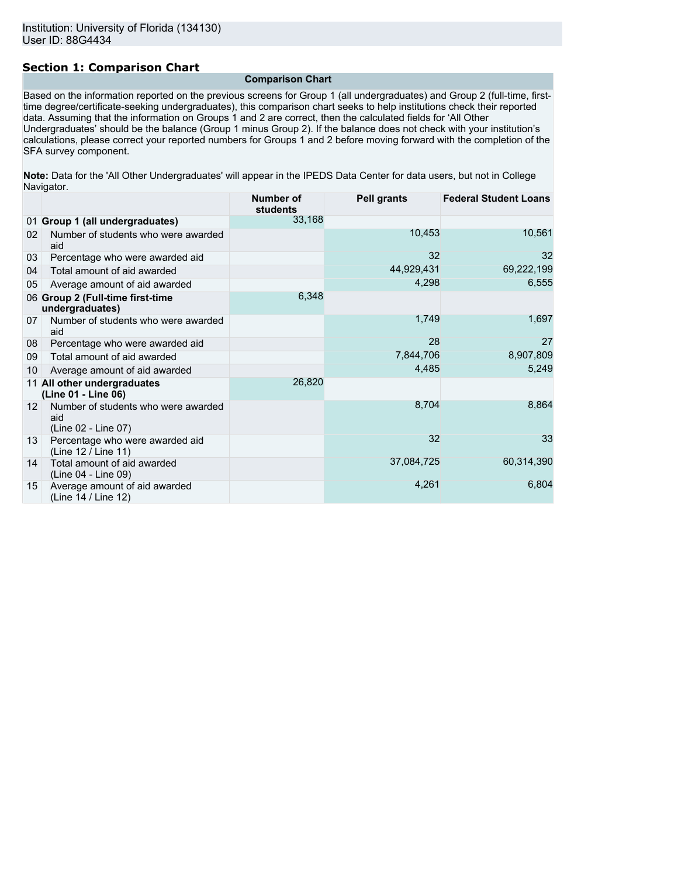Institution: University of Florida (134130)
User ID: 88G4434

## Section 1: Comparison Chart

**Comparison Chart**

Based on the information reported on the previous screens for Group 1 (all undergraduates) and Group 2 (full-time, first-time degree/certificate-seeking undergraduates), this comparison chart seeks to help institutions check their reported data. Assuming that the information on Groups 1 and 2 are correct, then the calculated fields for 'All Other Undergraduates' should be the balance (Group 1 minus Group 2). If the balance does not check with your institution's calculations, please correct your reported numbers for Groups 1 and 2 before moving forward with the completion of the SFA survey component.

**Note:** Data for the 'All Other Undergraduates' will appear in the IPEDS Data Center for data users, but not in College Navigator.

| | | Number of students | Pell grants | Federal Student Loans |
|---|---|---|---|---|
| 01 | **Group 1 (all undergraduates)** | 33,168 | | |
| 02 | Number of students who were awarded aid | | 10,453 | 10,561 |
| 03 | Percentage who were awarded aid | | 32 | 32 |
| 04 | Total amount of aid awarded | | 44,929,431 | 69,222,199 |
| 05 | Average amount of aid awarded | | 4,298 | 6,555 |
| 06 | **Group 2 (Full-time first-time undergraduates)** | 6,348 | | |
| 07 | Number of students who were awarded aid | | 1,749 | 1,697 |
| 08 | Percentage who were awarded aid | | 28 | 27 |
| 09 | Total amount of aid awarded | | 7,844,706 | 8,907,809 |
| 10 | Average amount of aid awarded | | 4,485 | 5,249 |
| 11 | **All other undergraduates (Line 01 - Line 06)** | 26,820 | | |
| 12 | Number of students who were awarded aid (Line 02 - Line 07) | | 8,704 | 8,864 |
| 13 | Percentage who were awarded aid (Line 12 / Line 11) | | 32 | 33 |
| 14 | Total amount of aid awarded (Line 04 - Line 09) | | 37,084,725 | 60,314,390 |
| 15 | Average amount of aid awarded (Line 14 / Line 12) | | 4,261 | 6,804 |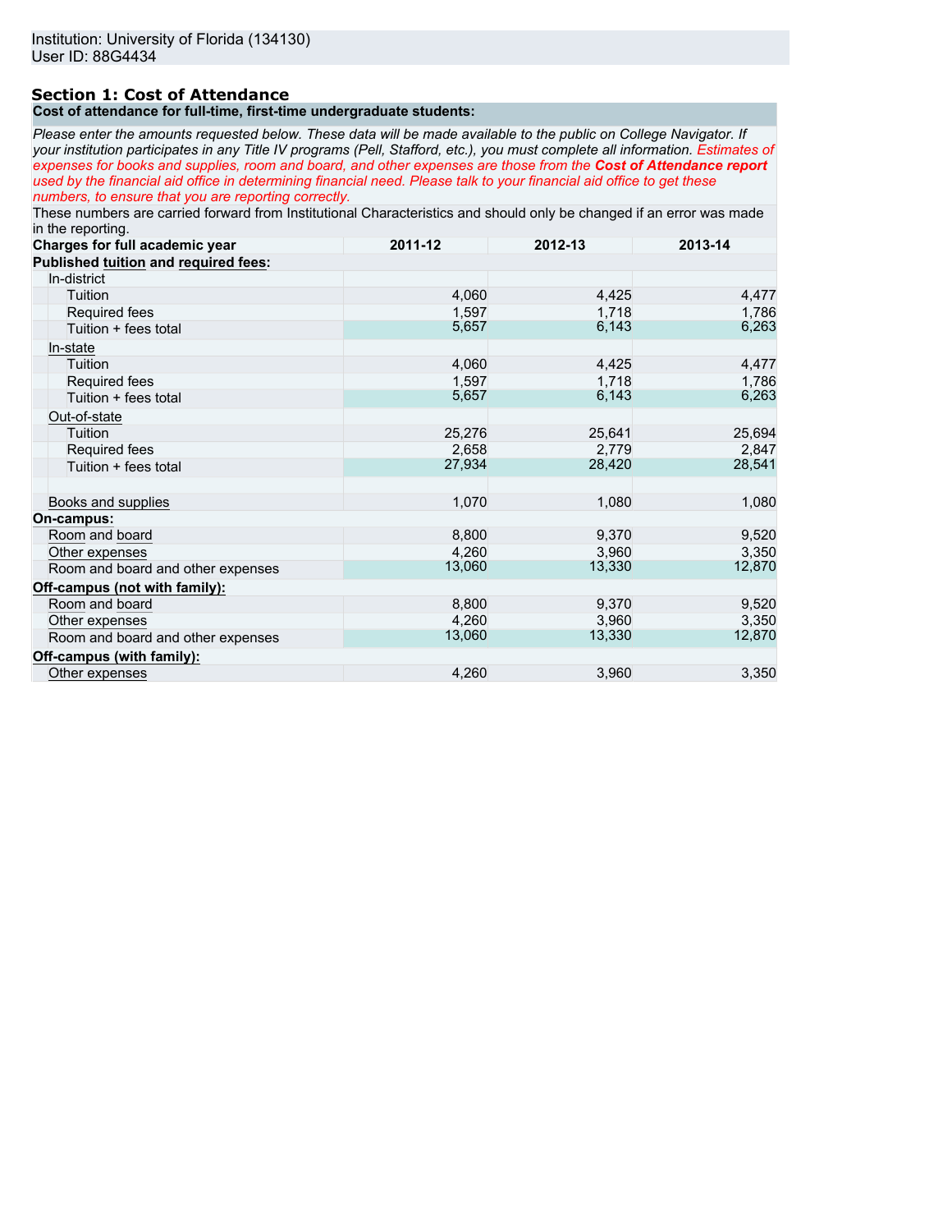Institution: University of Florida (134130)
User ID: 88G4434

## Section 1: Cost of Attendance

**Cost of attendance for full-time, first-time undergraduate students:**

*Please enter the amounts requested below. These data will be made available to the public on College Navigator. If your institution participates in any Title IV programs (Pell, Stafford, etc.), you must complete all information. Estimates of expenses for books and supplies, room and board, and other expenses are those from the **Cost of Attendance report** used by the financial aid office in determining financial need. Please talk to your financial aid office to get these numbers, to ensure that you are reporting correctly.*

These numbers are carried forward from Institutional Characteristics and should only be changed if an error was made in the reporting.

| Charges for full academic year | 2011-12 | 2012-13 | 2013-14 |
|---|---|---|---|
| **Published tuition and required fees:** | | | |
| In-district | | | |
| Tuition | 4,060 | 4,425 | 4,477 |
| Required fees | 1,597 | 1,718 | 1,786 |
| Tuition + fees total | 5,657 | 6,143 | 6,263 |
| In-state | | | |
| Tuition | 4,060 | 4,425 | 4,477 |
| Required fees | 1,597 | 1,718 | 1,786 |
| Tuition + fees total | 5,657 | 6,143 | 6,263 |
| Out-of-state | | | |
| Tuition | 25,276 | 25,641 | 25,694 |
| Required fees | 2,658 | 2,779 | 2,847 |
| Tuition + fees total | 27,934 | 28,420 | 28,541 |
| | | | |
| Books and supplies | 1,070 | 1,080 | 1,080 |
| **On-campus:** | | | |
| Room and board | 8,800 | 9,370 | 9,520 |
| Other expenses | 4,260 | 3,960 | 3,350 |
| Room and board and other expenses | 13,060 | 13,330 | 12,870 |
| **Off-campus (not with family):** | | | |
| Room and board | 8,800 | 9,370 | 9,520 |
| Other expenses | 4,260 | 3,960 | 3,350 |
| Room and board and other expenses | 13,060 | 13,330 | 12,870 |
| **Off-campus (with family):** | | | |
| Other expenses | 4,260 | 3,960 | 3,350 |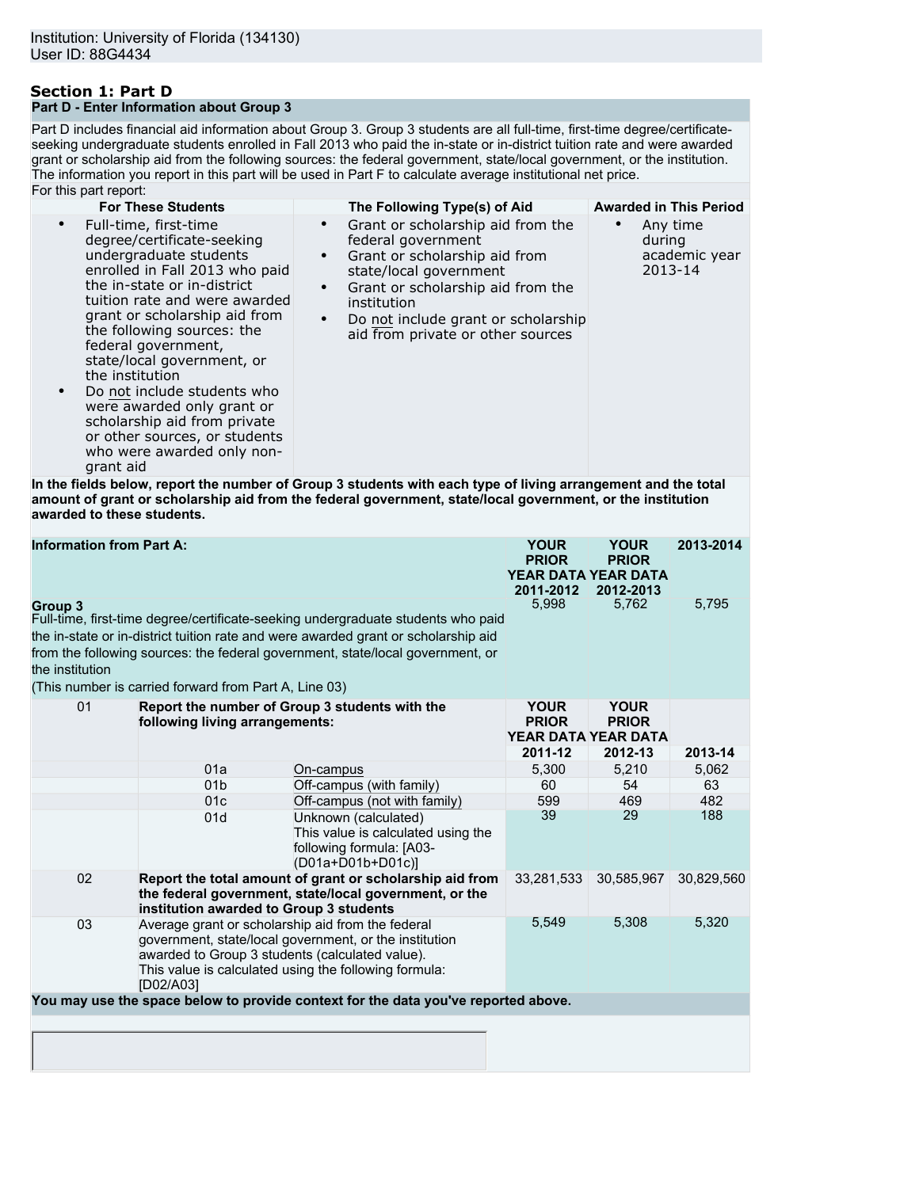Institution: University of Florida (134130)
User ID: 88G4434

## Section 1: Part D

### Part D - Enter Information about Group 3

Part D includes financial aid information about Group 3. Group 3 students are all full-time, first-time degree/certificate-seeking undergraduate students enrolled in Fall 2013 who paid the in-state or in-district tuition rate and were awarded grant or scholarship aid from the following sources: the federal government, state/local government, or the institution. The information you report in this part will be used in Part F to calculate average institutional net price.

For this part report:

| For These Students | The Following Type(s) of Aid | Awarded in This Period |
|---|---|---|
| • Full-time, first-time degree/certificate-seeking undergraduate students enrolled in Fall 2013 who paid the in-state or in-district tuition rate and were awarded grant or scholarship aid from the following sources: the federal government, state/local government, or the institution<br>• Do not include students who were awarded only grant or scholarship aid from private or other sources, or students who were awarded only non-grant aid | • Grant or scholarship aid from the federal government<br>• Grant or scholarship aid from state/local government<br>• Grant or scholarship aid from the institution<br>• Do not include grant or scholarship aid from private or other sources | • Any time during academic year 2013-14 |

**In the fields below, report the number of Group 3 students with each type of living arrangement and the total amount of grant or scholarship aid from the federal government, state/local government, or the institution awarded to these students.**

| Information from Part A: | | | YOUR PRIOR YEAR DATA 2011-2012 | YOUR PRIOR YEAR DATA 2012-2013 | 2013-2014 |
|---|---|---|---|---|---|
| **Group 3**<br>Full-time, first-time degree/certificate-seeking undergraduate students who paid the in-state or in-district tuition rate and were awarded grant or scholarship aid from the following sources: the federal government, state/local government, or the institution<br>(This number is carried forward from Part A, Line 03) | | | 5,998 | 5,762 | 5,795 |
| 01 | **Report the number of Group 3 students with the following living arrangements:** | | **YOUR PRIOR YEAR DATA 2011-12** | **YOUR PRIOR YEAR DATA 2012-13** | **2013-14** |
| | 01a | On-campus | 5,300 | 5,210 | 5,062 |
| | 01b | Off-campus (with family) | 60 | 54 | 63 |
| | 01c | Off-campus (not with family) | 599 | 469 | 482 |
| | 01d | Unknown (calculated)<br>This value is calculated using the following formula: [A03-(D01a+D01b+D01c)] | 39 | 29 | 188 |
| 02 | **Report the total amount of grant or scholarship aid from the federal government, state/local government, or the institution awarded to Group 3 students** | | 33,281,533 | 30,585,967 | 30,829,560 |
| 03 | Average grant or scholarship aid from the federal government, state/local government, or the institution awarded to Group 3 students (calculated value).<br>This value is calculated using the following formula: [D02/A03] | | 5,549 | 5,308 | 5,320 |

**You may use the space below to provide context for the data you've reported above.**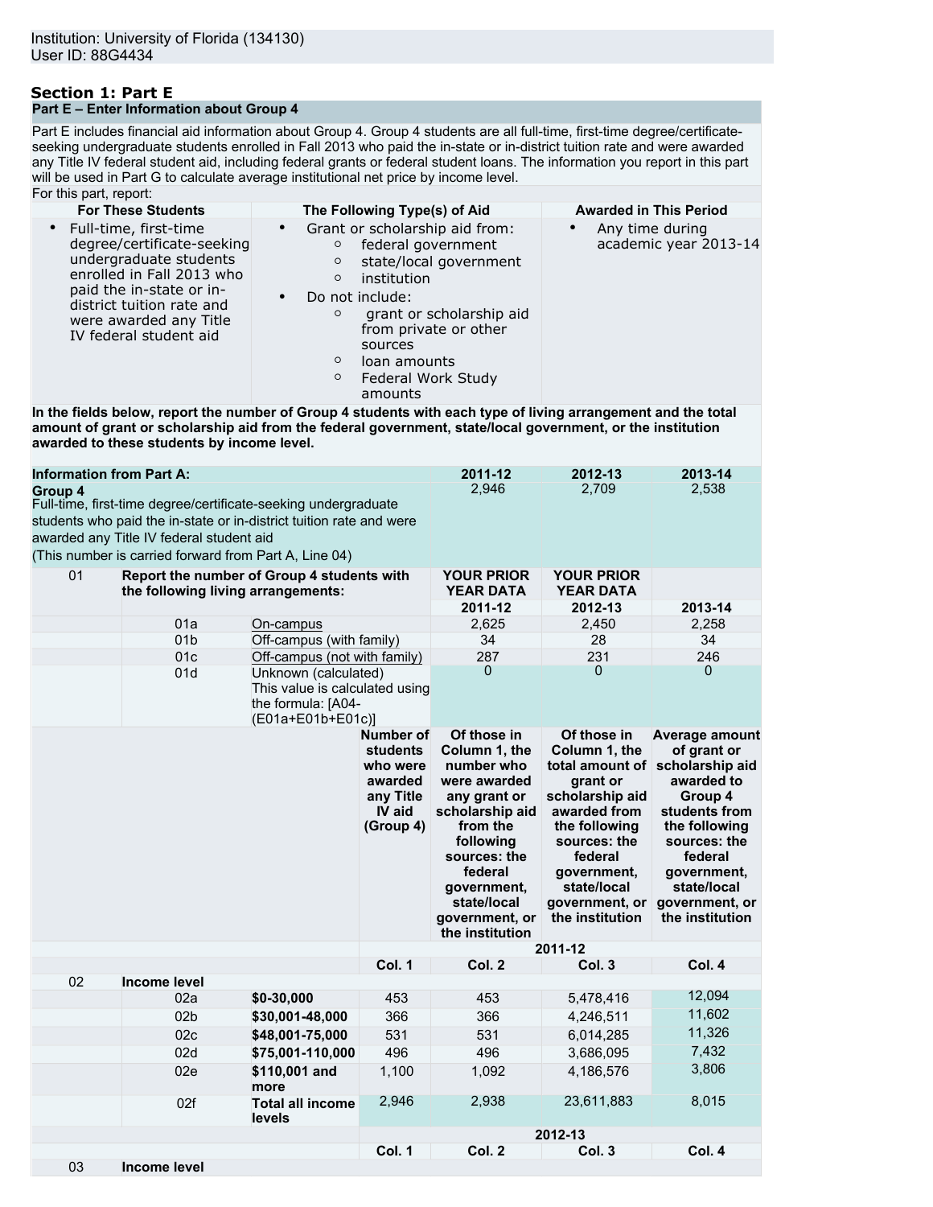Institution: University of Florida (134130)
User ID: 88G4434

## Section 1: Part E

**Part E – Enter Information about Group 4**

Part E includes financial aid information about Group 4. Group 4 students are all full-time, first-time degree/certificate-seeking undergraduate students enrolled in Fall 2013 who paid the in-state or in-district tuition rate and were awarded any Title IV federal student aid, including federal grants or federal student loans. The information you report in this part will be used in Part G to calculate average institutional net price by income level.

For this part, report:

| For These Students | The Following Type(s) of Aid | Awarded in This Period |
|---|---|---|
| • Full-time, first-time degree/certificate-seeking undergraduate students enrolled in Fall 2013 who paid the in-state or in-district tuition rate and were awarded any Title IV federal student aid | • Grant or scholarship aid from: ◦ federal government ◦ state/local government ◦ institution • Do not include: ◦ grant or scholarship aid from private or other sources ◦ loan amounts ◦ Federal Work Study amounts | • Any time during academic year 2013-14 |

**In the fields below, report the number of Group 4 students with each type of living arrangement and the total amount of grant or scholarship aid from the federal government, state/local government, or the institution awarded to these students by income level.**

| **Information from Part A:** | | | 2011-12 | 2012-13 | 2013-14 |
|---|---|---|---|---|---|
| **Group 4** Full-time, first-time degree/certificate-seeking undergraduate students who paid the in-state or in-district tuition rate and were awarded any Title IV federal student aid (This number is carried forward from Part A, Line 04) | | | 2,946 | 2,709 | 2,538 |
| 01 | **Report the number of Group 4 students with the following living arrangements:** | | YOUR PRIOR YEAR DATA 2011-12 | YOUR PRIOR YEAR DATA 2012-13 | 2013-14 |
| | 01a | On-campus | 2,625 | 2,450 | 2,258 |
| | 01b | Off-campus (with family) | 34 | 28 | 34 |
| | 01c | Off-campus (not with family) | 287 | 231 | 246 |
| | 01d | Unknown (calculated) This value is calculated using the formula: [A04-(E01a+E01b+E01c)] | 0 | 0 | 0 |

| | | | Number of students who were awarded any Title IV aid (Group 4) | Of those in Column 1, the number who were awarded any grant or scholarship aid from the following sources: the federal government, state/local government, or the institution | Of those in Column 1, the total amount of grant or scholarship aid awarded from the following sources: the federal government, state/local government, or the institution | Average amount of grant or scholarship aid awarded to Group 4 students from the following sources: the federal government, state/local government, or the institution |
|---|---|---|---|---|---|---|
| | | | 2011-12 | | | |
| | | | Col. 1 | Col. 2 | Col. 3 | Col. 4 |
| 02 | **Income level** | | | | | |
| | 02a | **$0-30,000** | 453 | 453 | 5,478,416 | 12,094 |
| | 02b | **$30,001-48,000** | 366 | 366 | 4,246,511 | 11,602 |
| | 02c | **$48,001-75,000** | 531 | 531 | 6,014,285 | 11,326 |
| | 02d | **$75,001-110,000** | 496 | 496 | 3,686,095 | 7,432 |
| | 02e | **$110,001 and more** | 1,100 | 1,092 | 4,186,576 | 3,806 |
| | 02f | **Total all income levels** | 2,946 | 2,938 | 23,611,883 | 8,015 |
| | | | 2012-13 | | | |
| | | | Col. 1 | Col. 2 | Col. 3 | Col. 4 |
| 03 | **Income level** | | | | | |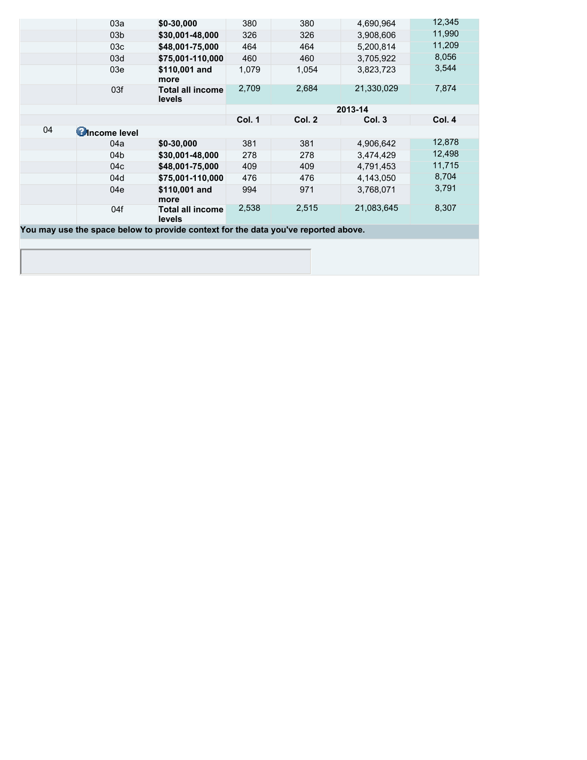| | | | | | | |
|---|---|---|---|---|---|---|
| | 03a | $0-30,000 | 380 | 380 | 4,690,964 | 12,345 |
| | 03b | $30,001-48,000 | 326 | 326 | 3,908,606 | 11,990 |
| | 03c | $48,001-75,000 | 464 | 464 | 5,200,814 | 11,209 |
| | 03d | $75,001-110,000 | 460 | 460 | 3,705,922 | 8,056 |
| | 03e | $110,001 and more | 1,079 | 1,054 | 3,823,723 | 3,544 |
| | 03f | Total all income levels | 2,709 | 2,684 | 21,330,029 | 7,874 |
| | | | 2013-14 | | | |
| | | | Col. 1 | Col. 2 | Col. 3 | Col. 4 |
| 04 | Income level | | | | | |
| | 04a | $0-30,000 | 381 | 381 | 4,906,642 | 12,878 |
| | 04b | $30,001-48,000 | 278 | 278 | 3,474,429 | 12,498 |
| | 04c | $48,001-75,000 | 409 | 409 | 4,791,453 | 11,715 |
| | 04d | $75,001-110,000 | 476 | 476 | 4,143,050 | 8,704 |
| | 04e | $110,001 and more | 994 | 971 | 3,768,071 | 3,791 |
| | 04f | Total all income levels | 2,538 | 2,515 | 21,083,645 | 8,307 |

**You may use the space below to provide context for the data you've reported above.**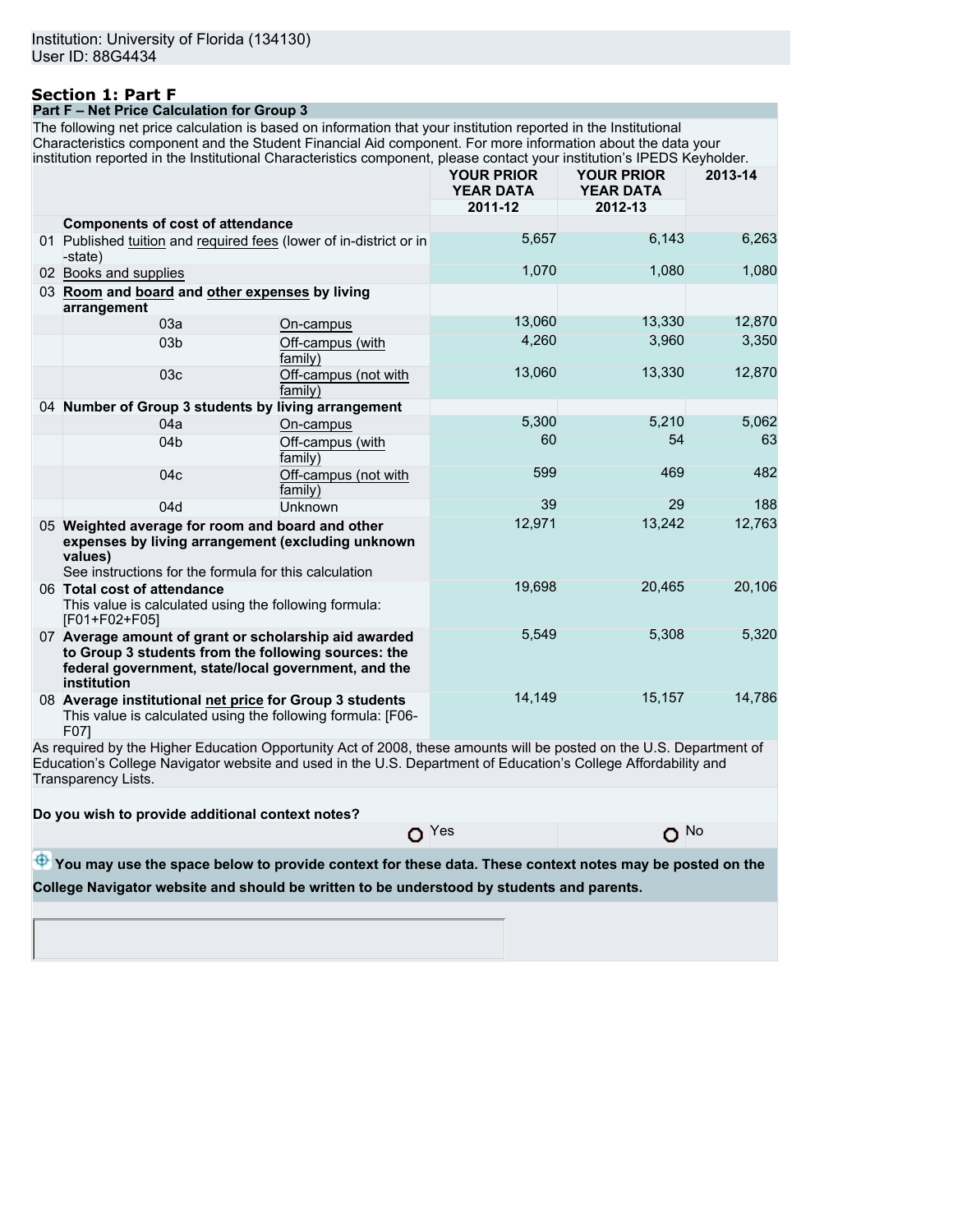Institution: University of Florida (134130)
User ID: 88G4434

## Section 1: Part F

### Part F – Net Price Calculation for Group 3

The following net price calculation is based on information that your institution reported in the Institutional Characteristics component and the Student Financial Aid component. For more information about the data your institution reported in the Institutional Characteristics component, please contact your institution's IPEDS Keyholder.

| | | | YOUR PRIOR YEAR DATA 2011-12 | YOUR PRIOR YEAR DATA 2012-13 | 2013-14 |
|---|---|---|---|---|---|
| | **Components of cost of attendance** | | | | |
| 01 | Published tuition and required fees (lower of in-district or in-state) | | 5,657 | 6,143 | 6,263 |
| 02 | Books and supplies | | 1,070 | 1,080 | 1,080 |
| 03 | **Room and board and other expenses by living arrangement** | | | | |
| | 03a | On-campus | 13,060 | 13,330 | 12,870 |
| | 03b | Off-campus (with family) | 4,260 | 3,960 | 3,350 |
| | 03c | Off-campus (not with family) | 13,060 | 13,330 | 12,870 |
| 04 | **Number of Group 3 students by living arrangement** | | | | |
| | 04a | On-campus | 5,300 | 5,210 | 5,062 |
| | 04b | Off-campus (with family) | 60 | 54 | 63 |
| | 04c | Off-campus (not with family) | 599 | 469 | 482 |
| | 04d | Unknown | 39 | 29 | 188 |
| 05 | **Weighted average for room and board and other expenses by living arrangement (excluding unknown values)** See instructions for the formula for this calculation | | 12,971 | 13,242 | 12,763 |
| 06 | **Total cost of attendance** This value is calculated using the following formula: [F01+F02+F05] | | 19,698 | 20,465 | 20,106 |
| 07 | **Average amount of grant or scholarship aid awarded to Group 3 students from the following sources: the federal government, state/local government, and the institution** | | 5,549 | 5,308 | 5,320 |
| 08 | **Average institutional net price for Group 3 students** This value is calculated using the following formula: [F06-F07] | | 14,149 | 15,157 | 14,786 |

As required by the Higher Education Opportunity Act of 2008, these amounts will be posted on the U.S. Department of Education's College Navigator website and used in the U.S. Department of Education's College Affordability and Transparency Lists.

**Do you wish to provide additional context notes?**

Yes | No

**You may use the space below to provide context for these data. These context notes may be posted on the College Navigator website and should be written to be understood by students and parents.**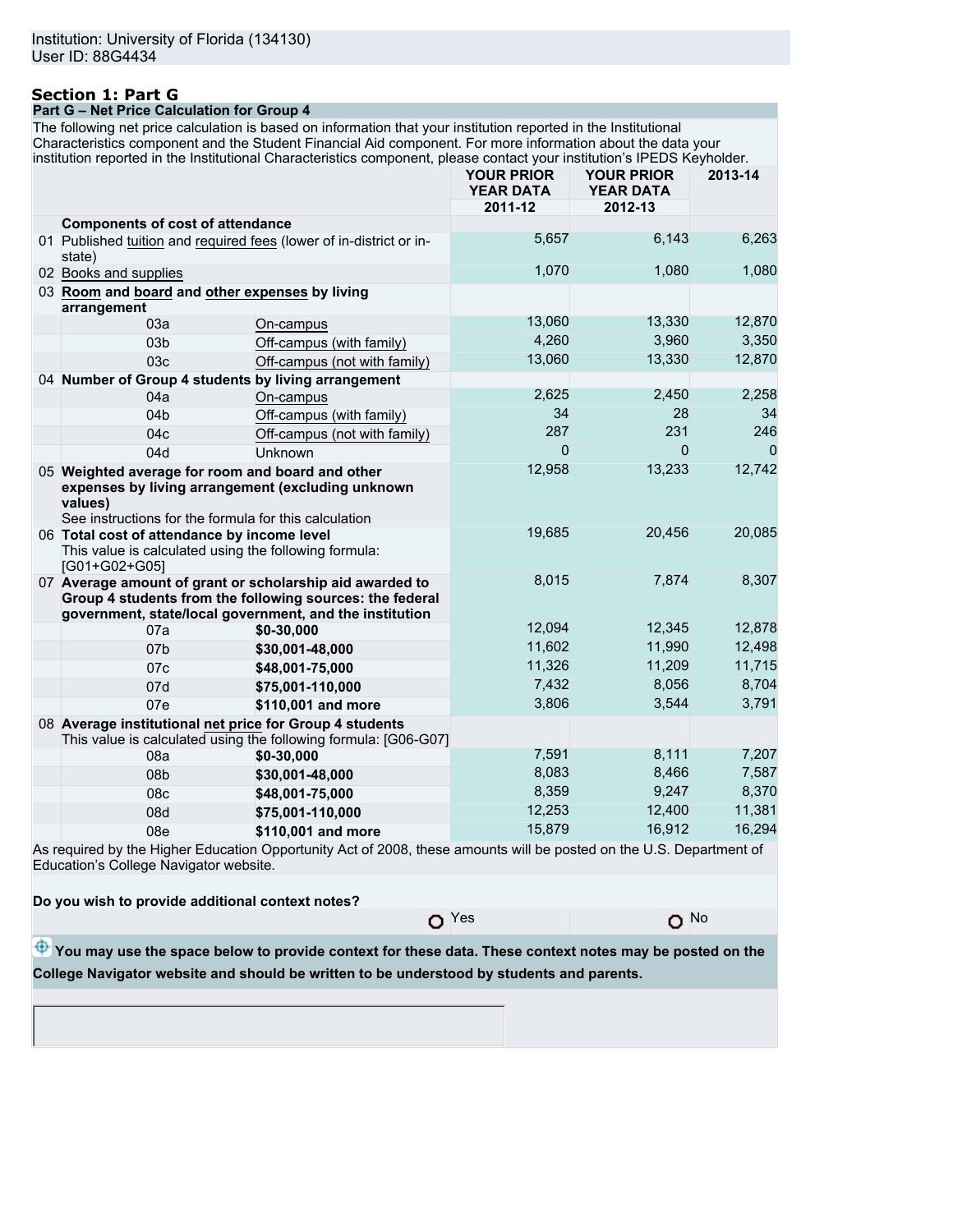Institution: University of Florida (134130)
User ID: 88G4434

## Section 1: Part G

### Part G – Net Price Calculation for Group 4

The following net price calculation is based on information that your institution reported in the Institutional Characteristics component and the Student Financial Aid component. For more information about the data your institution reported in the Institutional Characteristics component, please contact your institution's IPEDS Keyholder.

| | | | YOUR PRIOR YEAR DATA 2011-12 | YOUR PRIOR YEAR DATA 2012-13 | 2013-14 |
|---|---|---|---|---|---|
| | **Components of cost of attendance** | | | | |
| 01 | Published tuition and required fees (lower of in-district or in-state) | | 5,657 | 6,143 | 6,263 |
| 02 | Books and supplies | | 1,070 | 1,080 | 1,080 |
| 03 | **Room** and **board** and **other expenses** by living arrangement | | | | |
| | 03a | On-campus | 13,060 | 13,330 | 12,870 |
| | 03b | Off-campus (with family) | 4,260 | 3,960 | 3,350 |
| | 03c | Off-campus (not with family) | 13,060 | 13,330 | 12,870 |
| 04 | **Number of Group 4 students by living arrangement** | | | | |
| | 04a | On-campus | 2,625 | 2,450 | 2,258 |
| | 04b | Off-campus (with family) | 34 | 28 | 34 |
| | 04c | Off-campus (not with family) | 287 | 231 | 246 |
| | 04d | Unknown | 0 | 0 | 0 |
| 05 | **Weighted average for room and board and other expenses by living arrangement (excluding unknown values)** See instructions for the formula for this calculation | | 12,958 | 13,233 | 12,742 |
| 06 | **Total cost of attendance by income level** This value is calculated using the following formula: [G01+G02+G05] | | 19,685 | 20,456 | 20,085 |
| 07 | **Average amount of grant or scholarship aid awarded to Group 4 students from the following sources: the federal government, state/local government, and the institution** | | 8,015 | 7,874 | 8,307 |
| | 07a | **$0-30,000** | 12,094 | 12,345 | 12,878 |
| | 07b | **$30,001-48,000** | 11,602 | 11,990 | 12,498 |
| | 07c | **$48,001-75,000** | 11,326 | 11,209 | 11,715 |
| | 07d | **$75,001-110,000** | 7,432 | 8,056 | 8,704 |
| | 07e | **$110,001 and more** | 3,806 | 3,544 | 3,791 |
| 08 | **Average institutional net price for Group 4 students** This value is calculated using the following formula: [G06-G07] | | | | |
| | 08a | **$0-30,000** | 7,591 | 8,111 | 7,207 |
| | 08b | **$30,001-48,000** | 8,083 | 8,466 | 7,587 |
| | 08c | **$48,001-75,000** | 8,359 | 9,247 | 8,370 |
| | 08d | **$75,001-110,000** | 12,253 | 12,400 | 11,381 |
| | 08e | **$110,001 and more** | 15,879 | 16,912 | 16,294 |

As required by the Higher Education Opportunity Act of 2008, these amounts will be posted on the U.S. Department of Education's College Navigator website.

**Do you wish to provide additional context notes?**

○ Yes ○ No

**You may use the space below to provide context for these data. These context notes may be posted on the College Navigator website and should be written to be understood by students and parents.**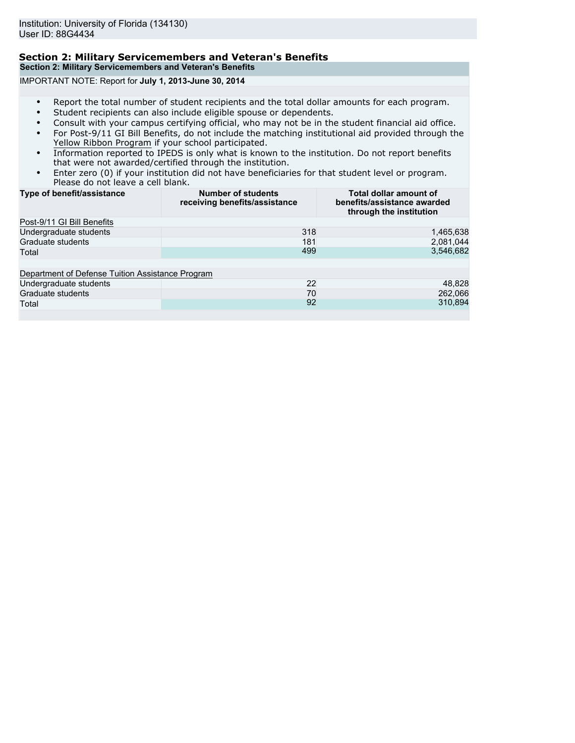Institution: University of Florida (134130)
User ID: 88G4434

## Section 2: Military Servicemembers and Veteran's Benefits

**Section 2: Military Servicemembers and Veteran's Benefits**

IMPORTANT NOTE: Report for **July 1, 2013-June 30, 2014**

- Report the total number of student recipients and the total dollar amounts for each program.
- Student recipients can also include eligible spouse or dependents.
- Consult with your campus certifying official, who may not be in the student financial aid office.
- For Post-9/11 GI Bill Benefits, do not include the matching institutional aid provided through the Yellow Ribbon Program if your school participated.
- Information reported to IPEDS is only what is known to the institution. Do not report benefits that were not awarded/certified through the institution.
- Enter zero (0) if your institution did not have beneficiaries for that student level or program. Please do not leave a cell blank.

| Type of benefit/assistance | Number of students receiving benefits/assistance | Total dollar amount of benefits/assistance awarded through the institution |
|---|---|---|
| Post-9/11 GI Bill Benefits | | |
| Undergraduate students | 318 | 1,465,638 |
| Graduate students | 181 | 2,081,044 |
| Total | 499 | 3,546,682 |
| | | |
| Department of Defense Tuition Assistance Program | | |
| Undergraduate students | 22 | 48,828 |
| Graduate students | 70 | 262,066 |
| Total | 92 | 310,894 |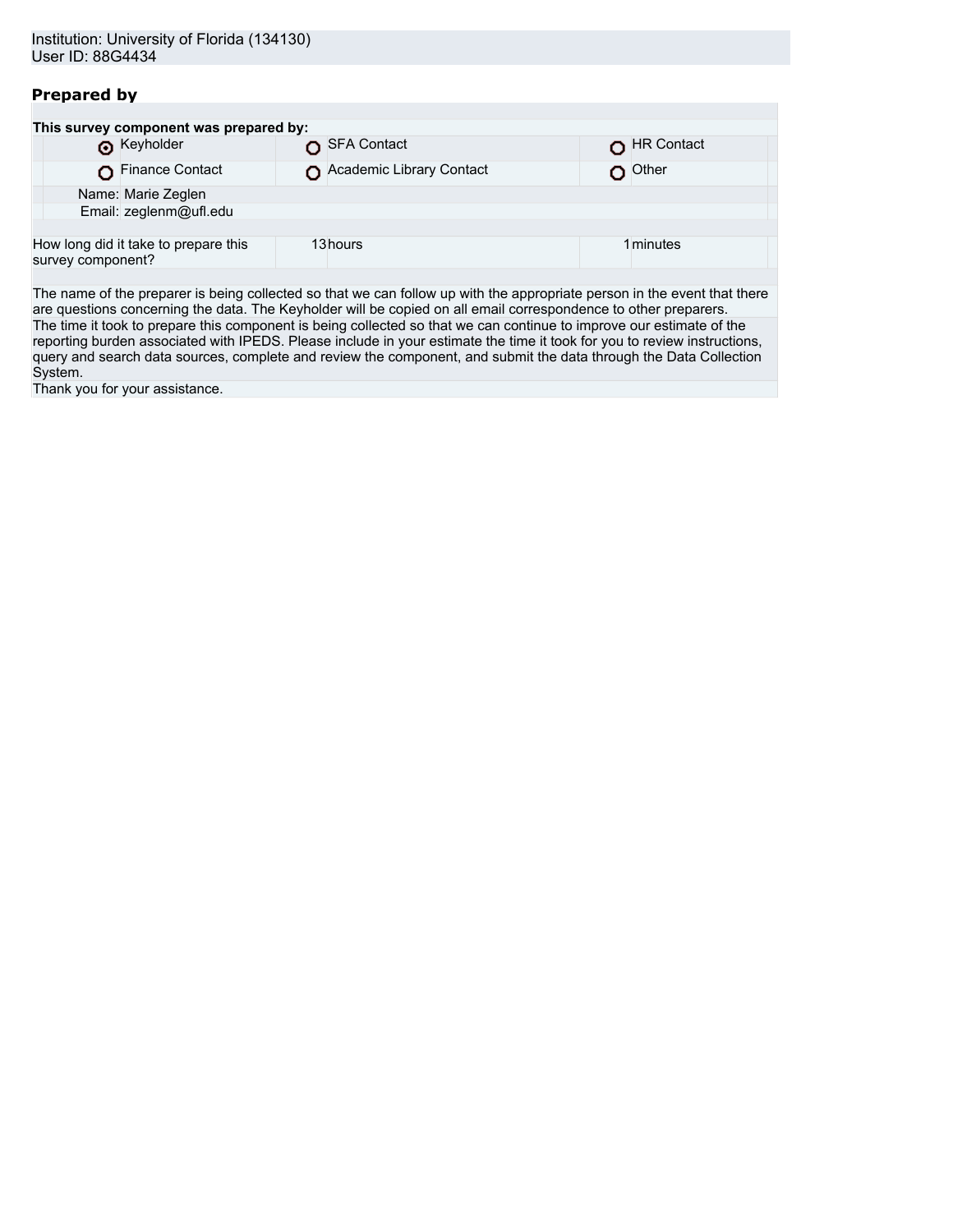Institution: University of Florida (134130)
User ID: 88G4434

## Prepared by

**This survey component was prepared by:**

| | | |
|---|---|---|
| ◉ Keyholder | ○ SFA Contact | ○ HR Contact |
| ○ Finance Contact | ○ Academic Library Contact | ○ Other |

Name: Marie Zeglen
Email: zeglenm@ufl.edu

| How long did it take to prepare this survey component? | 13 | hours | 1 | minutes |
|---|---|---|---|---|

The name of the preparer is being collected so that we can follow up with the appropriate person in the event that there are questions concerning the data. The Keyholder will be copied on all email correspondence to other preparers.

The time it took to prepare this component is being collected so that we can continue to improve our estimate of the reporting burden associated with IPEDS. Please include in your estimate the time it took for you to review instructions, query and search data sources, complete and review the component, and submit the data through the Data Collection System.

Thank you for your assistance.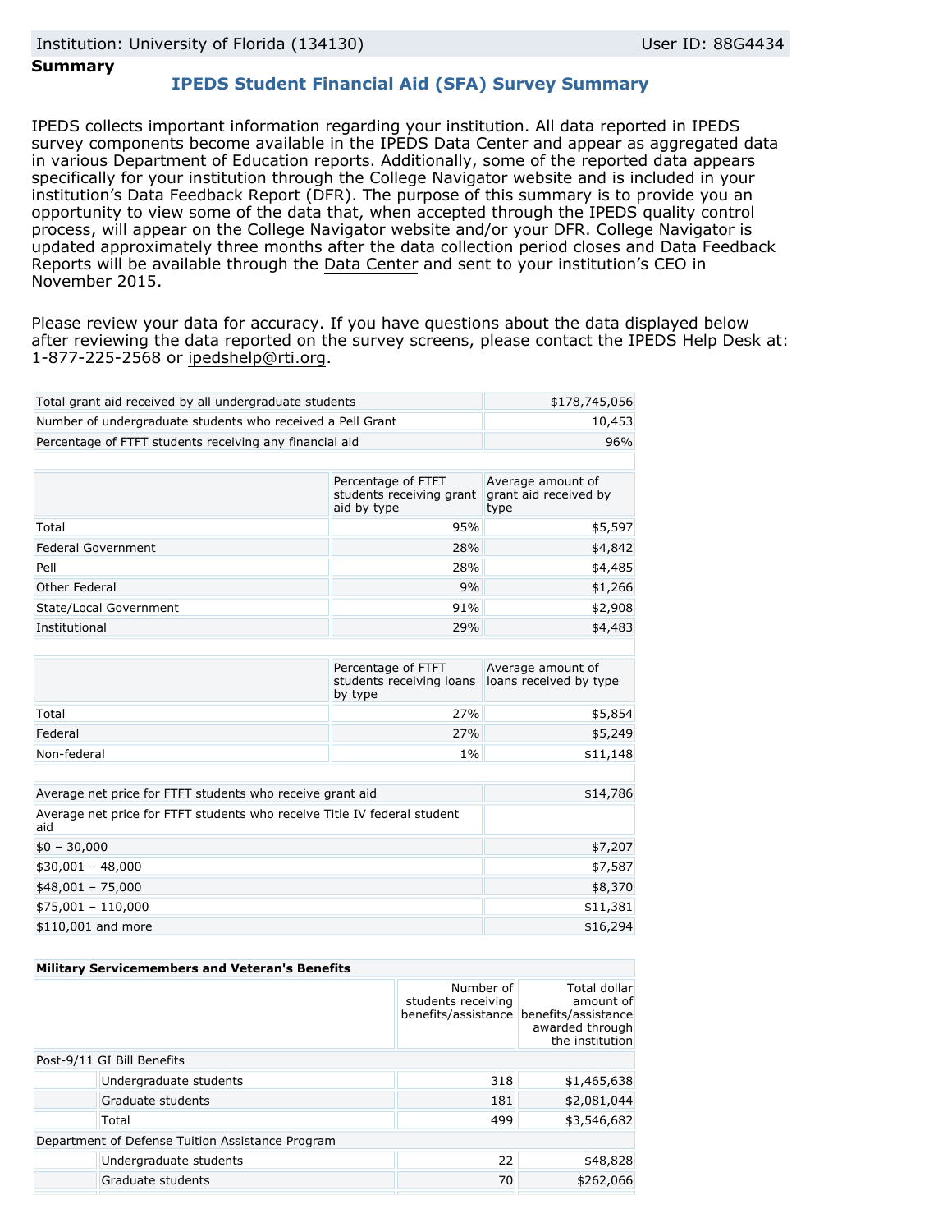Institution: University of Florida (134130) User ID: 88G4434

**Summary**

## IPEDS Student Financial Aid (SFA) Survey Summary

IPEDS collects important information regarding your institution. All data reported in IPEDS survey components become available in the IPEDS Data Center and appear as aggregated data in various Department of Education reports. Additionally, some of the reported data appears specifically for your institution through the College Navigator website and is included in your institution's Data Feedback Report (DFR). The purpose of this summary is to provide you an opportunity to view some of the data that, when accepted through the IPEDS quality control process, will appear on the College Navigator website and/or your DFR. College Navigator is updated approximately three months after the data collection period closes and Data Feedback Reports will be available through the Data Center and sent to your institution's CEO in November 2015.

Please review your data for accuracy. If you have questions about the data displayed below after reviewing the data reported on the survey screens, please contact the IPEDS Help Desk at: 1-877-225-2568 or ipedshelp@rti.org.

| | |
|---|---|
| Total grant aid received by all undergraduate students | $178,745,056 |
| Number of undergraduate students who received a Pell Grant | 10,453 |
| Percentage of FTFT students receiving any financial aid | 96% |

| | Percentage of FTFT students receiving grant aid by type | Average amount of grant aid received by type |
|---|---|---|
| Total | 95% | $5,597 |
| Federal Government | 28% | $4,842 |
| Pell | 28% | $4,485 |
| Other Federal | 9% | $1,266 |
| State/Local Government | 91% | $2,908 |
| Institutional | 29% | $4,483 |

| | Percentage of FTFT students receiving loans by type | Average amount of loans received by type |
|---|---|---|
| Total | 27% | $5,854 |
| Federal | 27% | $5,249 |
| Non-federal | 1% | $11,148 |

| | |
|---|---|
| Average net price for FTFT students who receive grant aid | $14,786 |
| Average net price for FTFT students who receive Title IV federal student aid | |
| $0 – 30,000 | $7,207 |
| $30,001 – 48,000 | $7,587 |
| $48,001 – 75,000 | $8,370 |
| $75,001 – 110,000 | $11,381 |
| $110,001 and more | $16,294 |

| Military Servicemembers and Veteran's Benefits | | Number of students receiving benefits/assistance | Total dollar amount of benefits/assistance awarded through the institution |
|---|---|---|---|
| Post-9/11 GI Bill Benefits | | | |
| | Undergraduate students | 318 | $1,465,638 |
| | Graduate students | 181 | $2,081,044 |
| | Total | 499 | $3,546,682 |
| Department of Defense Tuition Assistance Program | | | |
| | Undergraduate students | 22 | $48,828 |
| | Graduate students | 70 | $262,066 |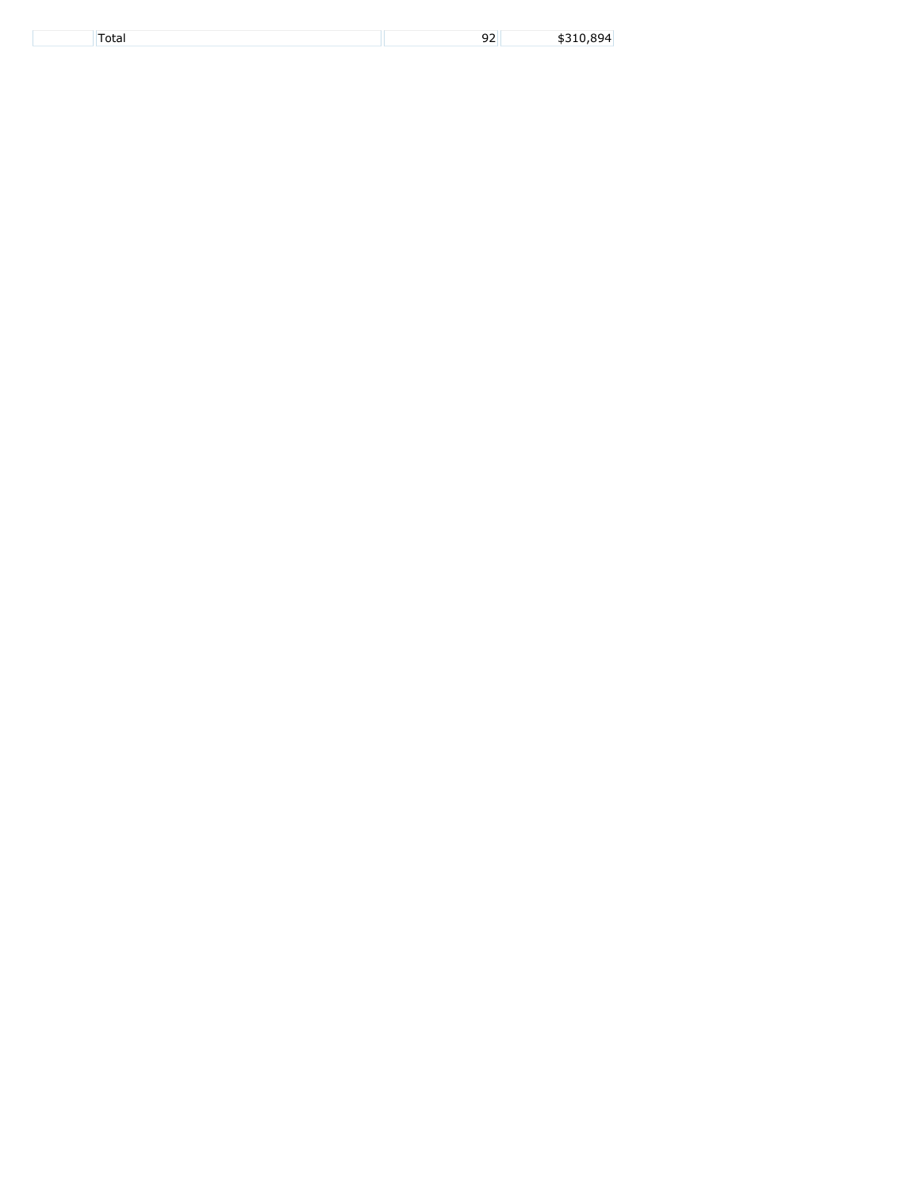| | Total | 92 | $310,894 |
|---|---|---|---|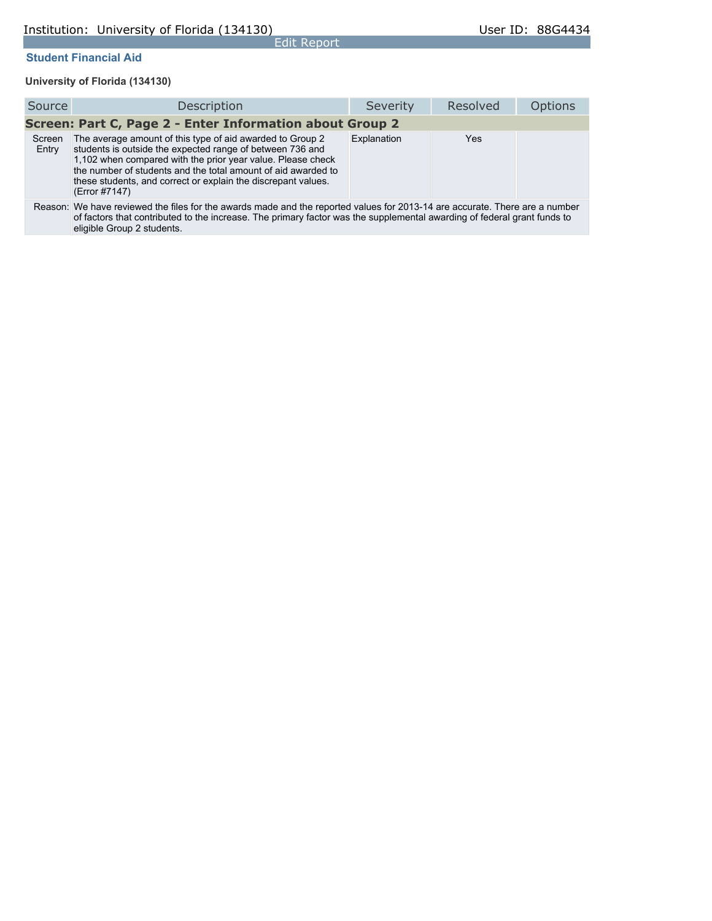**Student Financial Aid**

**University of Florida (134130)**

| Source | Description | Severity | Resolved | Options |
|---|---|---|---|---|
| **Screen: Part C, Page 2 - Enter Information about Group 2** | | | | |
| Screen Entry | The average amount of this type of aid awarded to Group 2 students is outside the expected range of between 736 and 1,102 when compared with the prior year value. Please check the number of students and the total amount of aid awarded to these students, and correct or explain the discrepant values. (Error #7147) | Explanation | Yes | |
| Reason: | We have reviewed the files for the awards made and the reported values for 2013-14 are accurate. There are a number of factors that contributed to the increase. The primary factor was the supplemental awarding of federal grant funds to eligible Group 2 students. | | | |